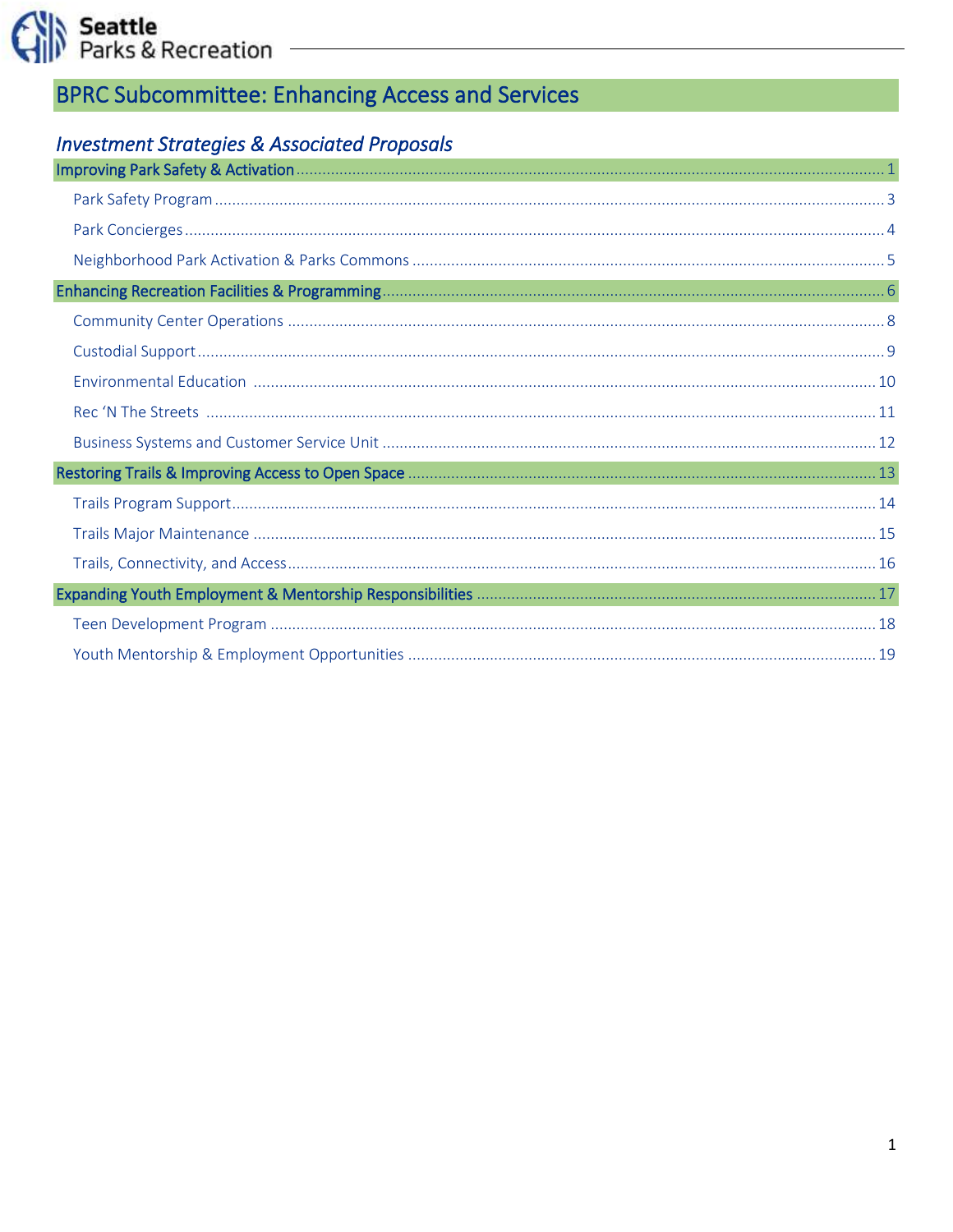# BPRC Subcommittee: Enhancing Access and Services

## *Investment Strategies & Associated Proposals*

**Improving Park Safety & Activation** ........ 1

- Park Safety Program ........ 3
- Park Concierges ........ 4
- Neighborhood Park Activation & Parks Commons ........ 5

**Enhancing Recreation Facilities & Programming** ........ 6

- Community Center Operations ........ 8
- Custodial Support ........ 9
- Environmental Education ........ 10
- Rec 'N The Streets ........ 11
- Business Systems and Customer Service Unit ........ 12

**Restoring Trails & Improving Access to Open Space** ........ 13

- Trails Program Support ........ 14
- Trails Major Maintenance ........ 15
- Trails, Connectivity, and Access ........ 16

**Expanding Youth Employment & Mentorship Responsibilities** ........ 17

- Teen Development Program ........ 18
- Youth Mentorship & Employment Opportunities ........ 19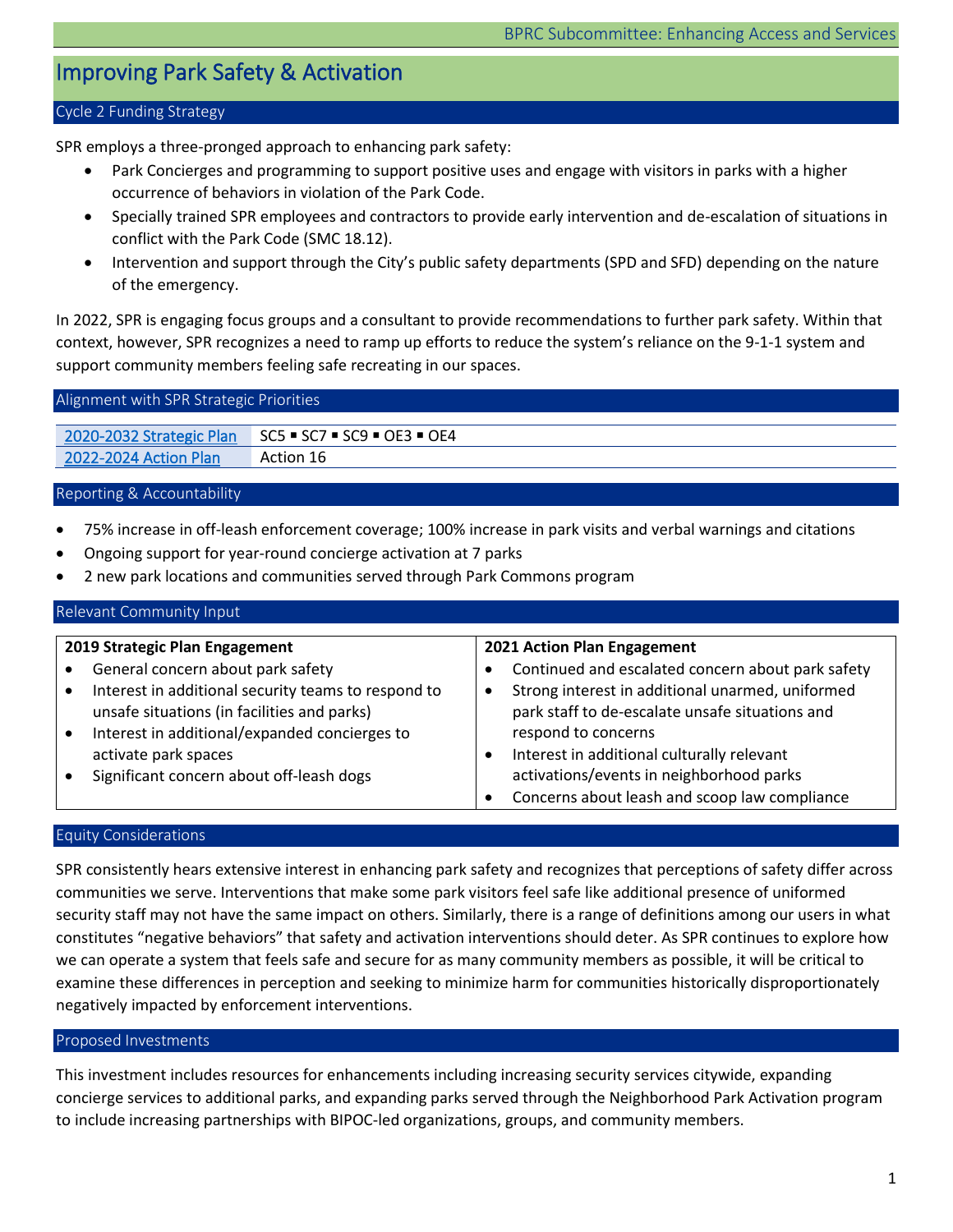# Improving Park Safety & Activation

## Cycle 2 Funding Strategy

SPR employs a three-pronged approach to enhancing park safety:

- Park Concierges and programming to support positive uses and engage with visitors in parks with a higher occurrence of behaviors in violation of the Park Code.
- Specially trained SPR employees and contractors to provide early intervention and de-escalation of situations in conflict with the Park Code (SMC 18.12).
- Intervention and support through the City's public safety departments (SPD and SFD) depending on the nature of the emergency.

In 2022, SPR is engaging focus groups and a consultant to provide recommendations to further park safety. Within that context, however, SPR recognizes a need to ramp up efforts to reduce the system's reliance on the 9-1-1 system and support community members feeling safe recreating in our spaces.

## Alignment with SPR Strategic Priorities

| | |
|---|---|
| 2020-2032 Strategic Plan | SC5 ▪ SC7 ▪ SC9 ▪ OE3 ▪ OE4 |
| 2022-2024 Action Plan | Action 16 |

## Reporting & Accountability

- 75% increase in off-leash enforcement coverage; 100% increase in park visits and verbal warnings and citations
- Ongoing support for year-round concierge activation at 7 parks
- 2 new park locations and communities served through Park Commons program

## Relevant Community Input

| 2019 Strategic Plan Engagement | 2021 Action Plan Engagement |
|---|---|
| • General concern about park safety<br>• Interest in additional security teams to respond to unsafe situations (in facilities and parks)<br>• Interest in additional/expanded concierges to activate park spaces<br>• Significant concern about off-leash dogs | • Continued and escalated concern about park safety<br>• Strong interest in additional unarmed, uniformed park staff to de-escalate unsafe situations and respond to concerns<br>• Interest in additional culturally relevant activations/events in neighborhood parks<br>• Concerns about leash and scoop law compliance |

## Equity Considerations

SPR consistently hears extensive interest in enhancing park safety and recognizes that perceptions of safety differ across communities we serve. Interventions that make some park visitors feel safe like additional presence of uniformed security staff may not have the same impact on others. Similarly, there is a range of definitions among our users in what constitutes "negative behaviors" that safety and activation interventions should deter. As SPR continues to explore how we can operate a system that feels safe and secure for as many community members as possible, it will be critical to examine these differences in perception and seeking to minimize harm for communities historically disproportionately negatively impacted by enforcement interventions.

## Proposed Investments

This investment includes resources for enhancements including increasing security services citywide, expanding concierge services to additional parks, and expanding parks served through the Neighborhood Park Activation program to include increasing partnerships with BIPOC-led organizations, groups, and community members.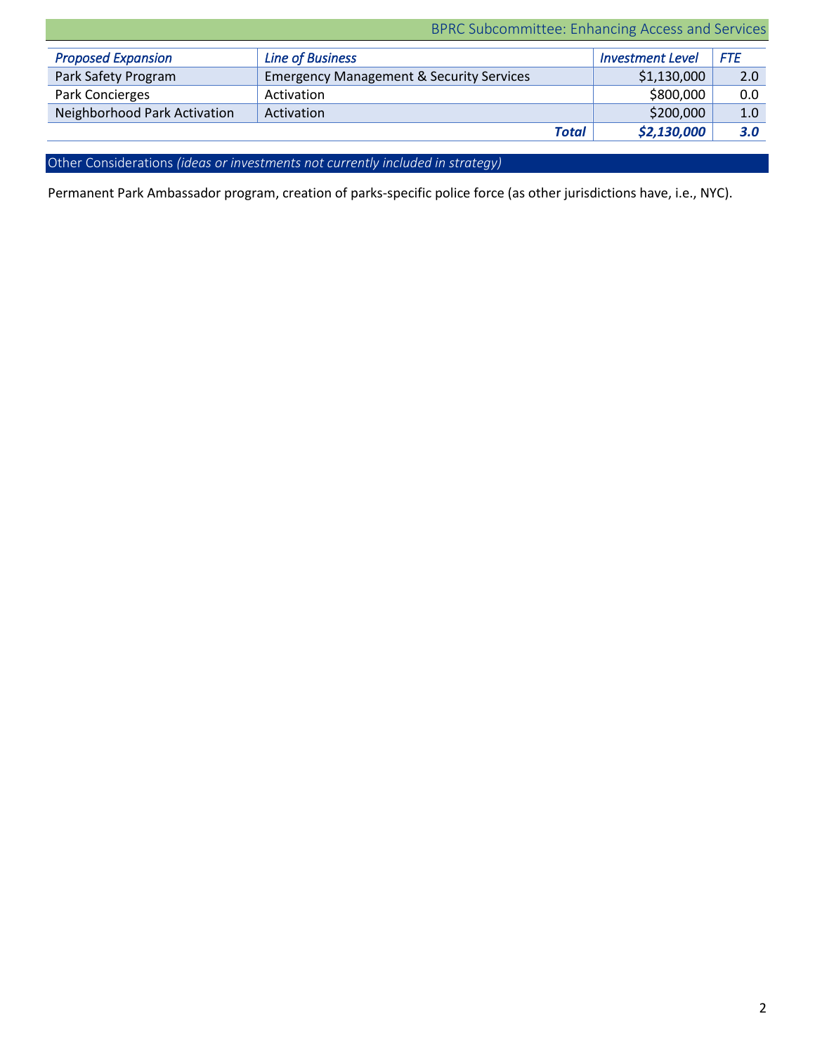## BPRC Subcommittee: Enhancing Access and Services

| *Proposed Expansion* | *Line of Business* | *Investment Level* | *FTE* |
|---|---|---|---|
| Park Safety Program | Emergency Management & Security Services | $1,130,000 | 2.0 |
| Park Concierges | Activation | $800,000 | 0.0 |
| Neighborhood Park Activation | Activation | $200,000 | 1.0 |
| | ***Total*** | ***$2,130,000*** | ***3.0*** |

## Other Considerations *(ideas or investments not currently included in strategy)*

Permanent Park Ambassador program, creation of parks-specific police force (as other jurisdictions have, i.e., NYC).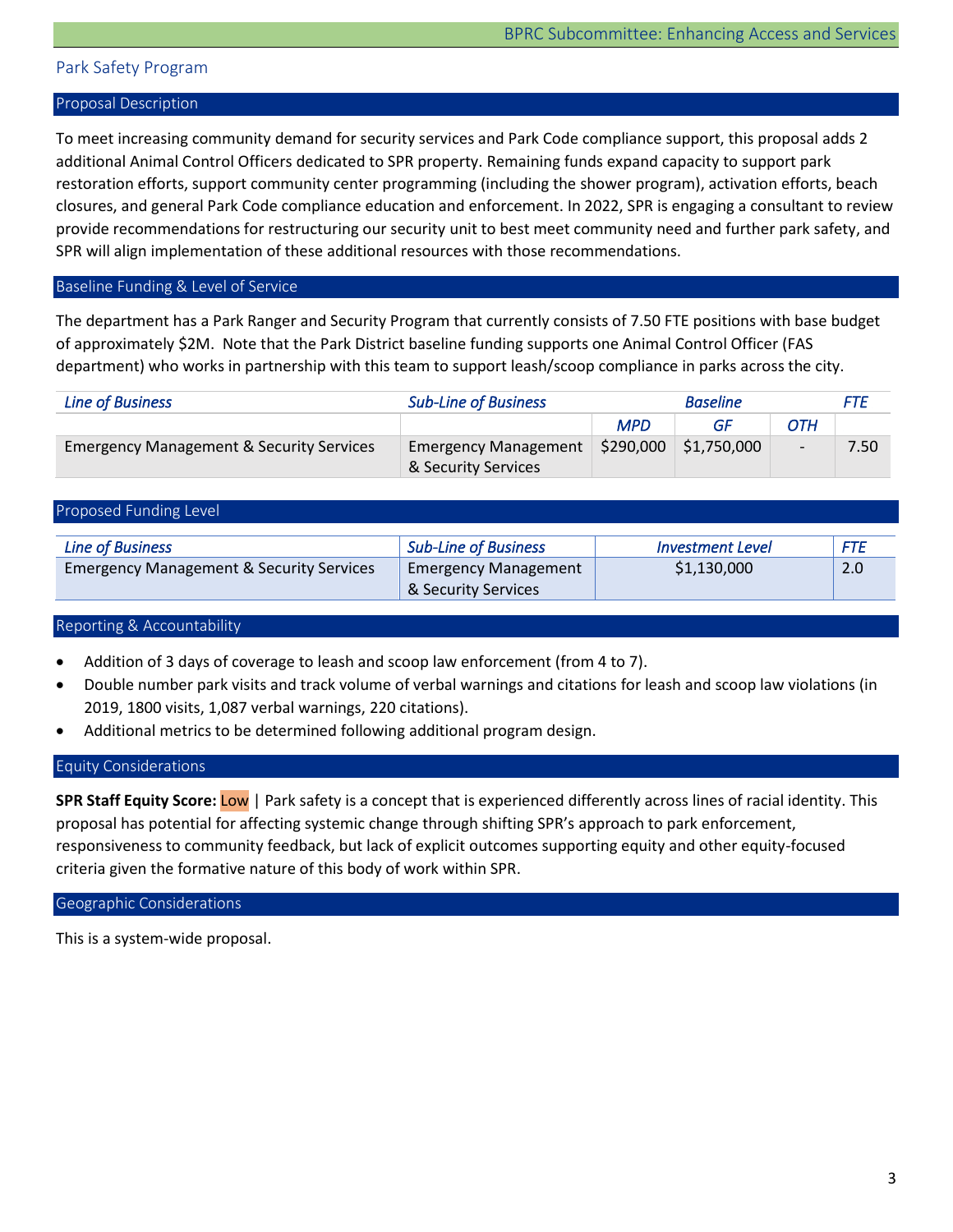## Park Safety Program

### Proposal Description

To meet increasing community demand for security services and Park Code compliance support, this proposal adds 2 additional Animal Control Officers dedicated to SPR property. Remaining funds expand capacity to support park restoration efforts, support community center programming (including the shower program), activation efforts, beach closures, and general Park Code compliance education and enforcement. In 2022, SPR is engaging a consultant to review provide recommendations for restructuring our security unit to best meet community need and further park safety, and SPR will align implementation of these additional resources with those recommendations.

### Baseline Funding & Level of Service

The department has a Park Ranger and Security Program that currently consists of 7.50 FTE positions with base budget of approximately $2M. Note that the Park District baseline funding supports one Animal Control Officer (FAS department) who works in partnership with this team to support leash/scoop compliance in parks across the city.

| *Line of Business* | *Sub-Line of Business* | *Baseline* | | | *FTE* |
|---|---|---|---|---|---|
| | | *MPD* | *GF* | *OTH* | |
| Emergency Management & Security Services | Emergency Management & Security Services | $290,000 | $1,750,000 | - | 7.50 |

### Proposed Funding Level

| *Line of Business* | *Sub-Line of Business* | *Investment Level* | *FTE* |
|---|---|---|---|
| Emergency Management & Security Services | Emergency Management & Security Services | $1,130,000 | 2.0 |

### Reporting & Accountability

- Addition of 3 days of coverage to leash and scoop law enforcement (from 4 to 7).
- Double number park visits and track volume of verbal warnings and citations for leash and scoop law violations (in 2019, 1800 visits, 1,087 verbal warnings, 220 citations).
- Additional metrics to be determined following additional program design.

### Equity Considerations

**SPR Staff Equity Score:** Low | Park safety is a concept that is experienced differently across lines of racial identity. This proposal has potential for affecting systemic change through shifting SPR's approach to park enforcement, responsiveness to community feedback, but lack of explicit outcomes supporting equity and other equity-focused criteria given the formative nature of this body of work within SPR.

### Geographic Considerations

This is a system-wide proposal.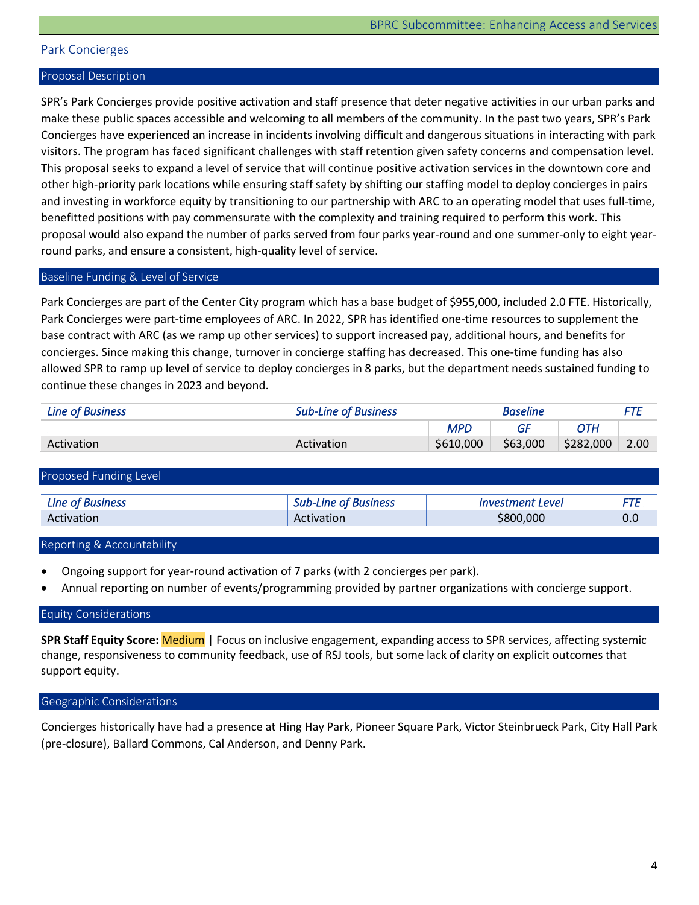## Park Concierges

### Proposal Description

SPR's Park Concierges provide positive activation and staff presence that deter negative activities in our urban parks and make these public spaces accessible and welcoming to all members of the community. In the past two years, SPR's Park Concierges have experienced an increase in incidents involving difficult and dangerous situations in interacting with park visitors. The program has faced significant challenges with staff retention given safety concerns and compensation level. This proposal seeks to expand a level of service that will continue positive activation services in the downtown core and other high-priority park locations while ensuring staff safety by shifting our staffing model to deploy concierges in pairs and investing in workforce equity by transitioning to our partnership with ARC to an operating model that uses full-time, benefitted positions with pay commensurate with the complexity and training required to perform this work. This proposal would also expand the number of parks served from four parks year-round and one summer-only to eight year-round parks, and ensure a consistent, high-quality level of service.

### Baseline Funding & Level of Service

Park Concierges are part of the Center City program which has a base budget of $955,000, included 2.0 FTE. Historically, Park Concierges were part-time employees of ARC. In 2022, SPR has identified one-time resources to supplement the base contract with ARC (as we ramp up other services) to support increased pay, additional hours, and benefits for concierges. Since making this change, turnover in concierge staffing has decreased. This one-time funding has also allowed SPR to ramp up level of service to deploy concierges in 8 parks, but the department needs sustained funding to continue these changes in 2023 and beyond.

| *Line of Business* | *Sub-Line of Business* | *Baseline* | | | *FTE* |
|---|---|---|---|---|---|
| | | *MPD* | *GF* | *OTH* | |
| Activation | Activation | $610,000 | $63,000 | $282,000 | 2.00 |

### Proposed Funding Level

| *Line of Business* | *Sub-Line of Business* | *Investment Level* | *FTE* |
|---|---|---|---|
| Activation | Activation | $800,000 | 0.0 |

### Reporting & Accountability

- Ongoing support for year-round activation of 7 parks (with 2 concierges per park).
- Annual reporting on number of events/programming provided by partner organizations with concierge support.

### Equity Considerations

**SPR Staff Equity Score:** Medium | Focus on inclusive engagement, expanding access to SPR services, affecting systemic change, responsiveness to community feedback, use of RSJ tools, but some lack of clarity on explicit outcomes that support equity.

### Geographic Considerations

Concierges historically have had a presence at Hing Hay Park, Pioneer Square Park, Victor Steinbrueck Park, City Hall Park (pre-closure), Ballard Commons, Cal Anderson, and Denny Park.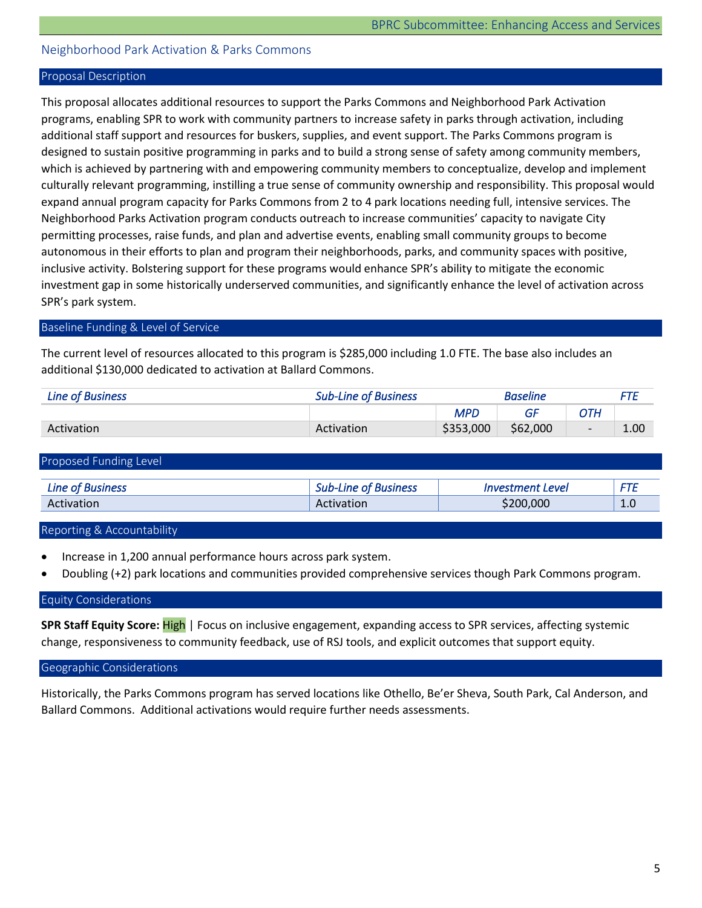## Neighborhood Park Activation & Parks Commons

### Proposal Description

This proposal allocates additional resources to support the Parks Commons and Neighborhood Park Activation programs, enabling SPR to work with community partners to increase safety in parks through activation, including additional staff support and resources for buskers, supplies, and event support. The Parks Commons program is designed to sustain positive programming in parks and to build a strong sense of safety among community members, which is achieved by partnering with and empowering community members to conceptualize, develop and implement culturally relevant programming, instilling a true sense of community ownership and responsibility. This proposal would expand annual program capacity for Parks Commons from 2 to 4 park locations needing full, intensive services. The Neighborhood Parks Activation program conducts outreach to increase communities' capacity to navigate City permitting processes, raise funds, and plan and advertise events, enabling small community groups to become autonomous in their efforts to plan and program their neighborhoods, parks, and community spaces with positive, inclusive activity. Bolstering support for these programs would enhance SPR's ability to mitigate the economic investment gap in some historically underserved communities, and significantly enhance the level of activation across SPR's park system.

### Baseline Funding & Level of Service

The current level of resources allocated to this program is $285,000 including 1.0 FTE. The base also includes an additional $130,000 dedicated to activation at Ballard Commons.

| *Line of Business* | *Sub-Line of Business* | *Baseline* | | | *FTE* |
|---|---|---|---|---|---|
| | | *MPD* | *GF* | *OTH* | |
| Activation | Activation | $353,000 | $62,000 | - | 1.00 |

### Proposed Funding Level

| *Line of Business* | *Sub-Line of Business* | *Investment Level* | *FTE* |
|---|---|---|---|
| Activation | Activation | $200,000 | 1.0 |

### Reporting & Accountability

- Increase in 1,200 annual performance hours across park system.
- Doubling (+2) park locations and communities provided comprehensive services though Park Commons program.

### Equity Considerations

**SPR Staff Equity Score:** High | Focus on inclusive engagement, expanding access to SPR services, affecting systemic change, responsiveness to community feedback, use of RSJ tools, and explicit outcomes that support equity.

### Geographic Considerations

Historically, the Parks Commons program has served locations like Othello, Be'er Sheva, South Park, Cal Anderson, and Ballard Commons. Additional activations would require further needs assessments.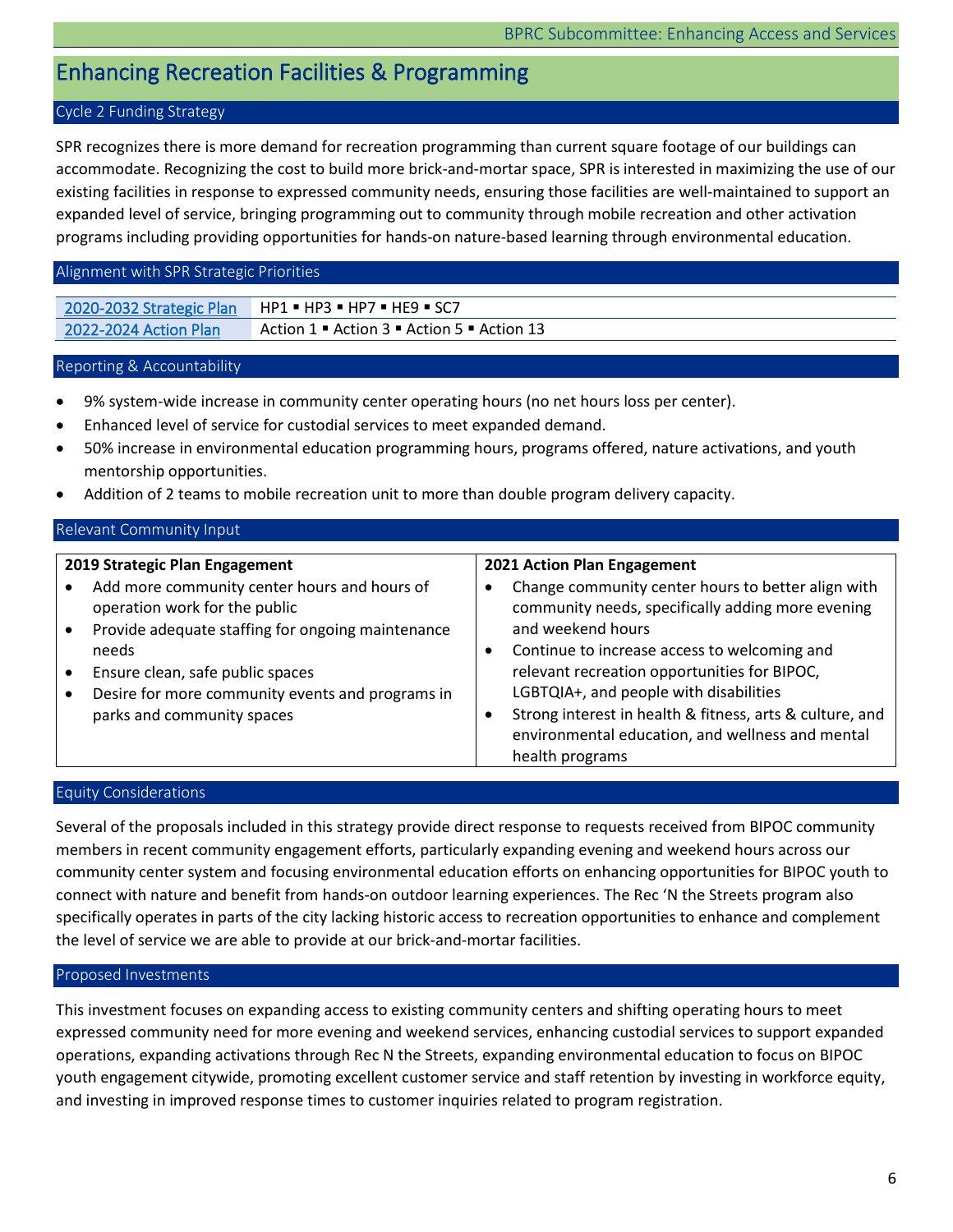# Enhancing Recreation Facilities & Programming

## Cycle 2 Funding Strategy

SPR recognizes there is more demand for recreation programming than current square footage of our buildings can accommodate. Recognizing the cost to build more brick-and-mortar space, SPR is interested in maximizing the use of our existing facilities in response to expressed community needs, ensuring those facilities are well-maintained to support an expanded level of service, bringing programming out to community through mobile recreation and other activation programs including providing opportunities for hands-on nature-based learning through environmental education.

## Alignment with SPR Strategic Priorities

| | |
|---|---|
| 2020-2032 Strategic Plan | HP1 ▪ HP3 ▪ HP7 ▪ HE9 ▪ SC7 |
| 2022-2024 Action Plan | Action 1 ▪ Action 3 ▪ Action 5 ▪ Action 13 |

## Reporting & Accountability

- 9% system-wide increase in community center operating hours (no net hours loss per center).
- Enhanced level of service for custodial services to meet expanded demand.
- 50% increase in environmental education programming hours, programs offered, nature activations, and youth mentorship opportunities.
- Addition of 2 teams to mobile recreation unit to more than double program delivery capacity.

## Relevant Community Input

| 2019 Strategic Plan Engagement | 2021 Action Plan Engagement |
|---|---|
| • Add more community center hours and hours of operation work for the public<br>• Provide adequate staffing for ongoing maintenance needs<br>• Ensure clean, safe public spaces<br>• Desire for more community events and programs in parks and community spaces | • Change community center hours to better align with community needs, specifically adding more evening and weekend hours<br>• Continue to increase access to welcoming and relevant recreation opportunities for BIPOC, LGBTQIA+, and people with disabilities<br>• Strong interest in health & fitness, arts & culture, and environmental education, and wellness and mental health programs |

## Equity Considerations

Several of the proposals included in this strategy provide direct response to requests received from BIPOC community members in recent community engagement efforts, particularly expanding evening and weekend hours across our community center system and focusing environmental education efforts on enhancing opportunities for BIPOC youth to connect with nature and benefit from hands-on outdoor learning experiences. The Rec 'N the Streets program also specifically operates in parts of the city lacking historic access to recreation opportunities to enhance and complement the level of service we are able to provide at our brick-and-mortar facilities.

## Proposed Investments

This investment focuses on expanding access to existing community centers and shifting operating hours to meet expressed community need for more evening and weekend services, enhancing custodial services to support expanded operations, expanding activations through Rec N the Streets, expanding environmental education to focus on BIPOC youth engagement citywide, promoting excellent customer service and staff retention by investing in workforce equity, and investing in improved response times to customer inquiries related to program registration.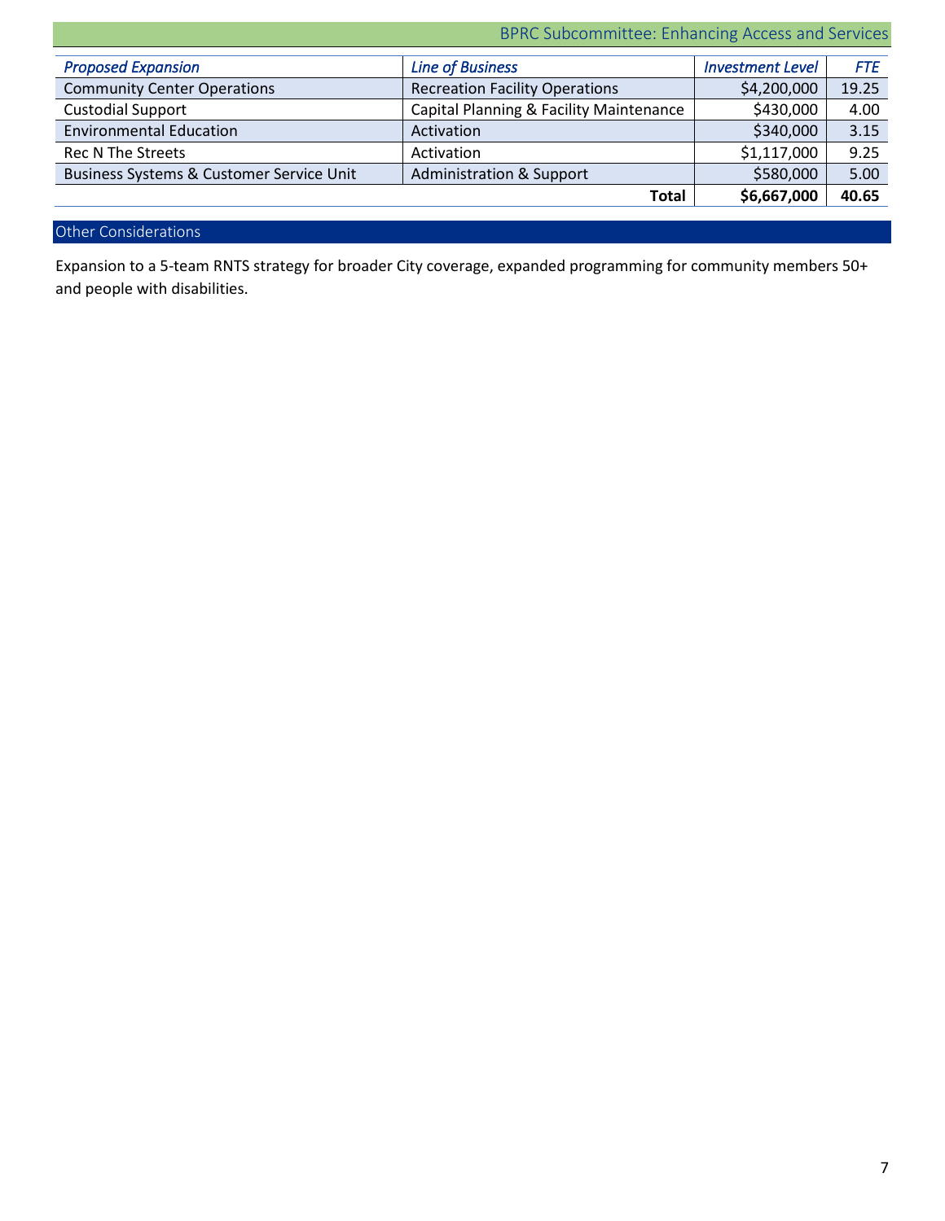## BPRC Subcommittee: Enhancing Access and Services

| *Proposed Expansion* | *Line of Business* | *Investment Level* | *FTE* |
| --- | --- | --- | --- |
| Community Center Operations | Recreation Facility Operations | $4,200,000 | 19.25 |
| Custodial Support | Capital Planning & Facility Maintenance | $430,000 | 4.00 |
| Environmental Education | Activation | $340,000 | 3.15 |
| Rec N The Streets | Activation | $1,117,000 | 9.25 |
| Business Systems & Customer Service Unit | Administration & Support | $580,000 | 5.00 |
| | **Total** | **$6,667,000** | **40.65** |

### Other Considerations

Expansion to a 5-team RNTS strategy for broader City coverage, expanded programming for community members 50+ and people with disabilities.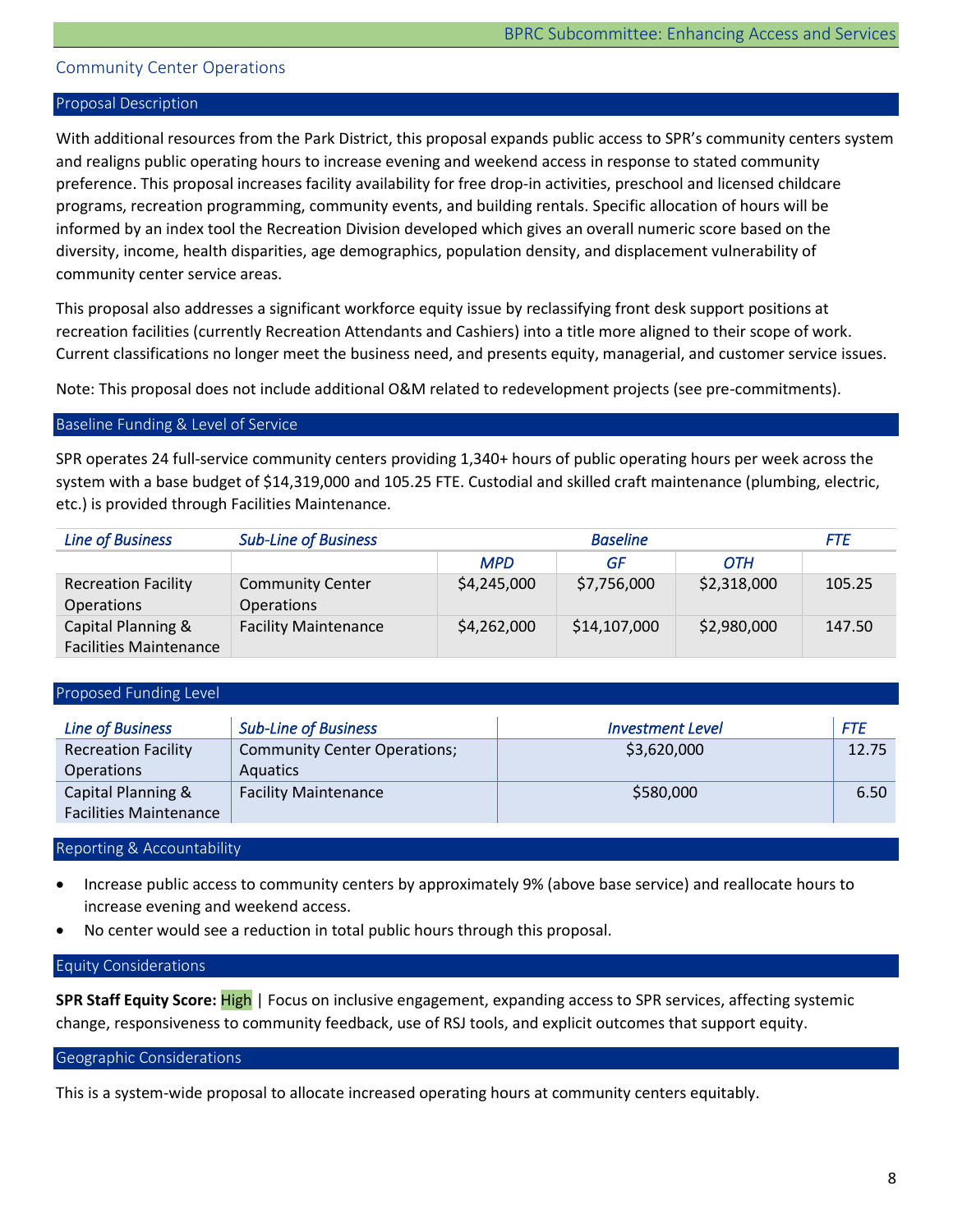## Community Center Operations

### Proposal Description

With additional resources from the Park District, this proposal expands public access to SPR's community centers system and realigns public operating hours to increase evening and weekend access in response to stated community preference. This proposal increases facility availability for free drop-in activities, preschool and licensed childcare programs, recreation programming, community events, and building rentals. Specific allocation of hours will be informed by an index tool the Recreation Division developed which gives an overall numeric score based on the diversity, income, health disparities, age demographics, population density, and displacement vulnerability of community center service areas.

This proposal also addresses a significant workforce equity issue by reclassifying front desk support positions at recreation facilities (currently Recreation Attendants and Cashiers) into a title more aligned to their scope of work. Current classifications no longer meet the business need, and presents equity, managerial, and customer service issues.

Note: This proposal does not include additional O&M related to redevelopment projects (see pre-commitments).

### Baseline Funding & Level of Service

SPR operates 24 full-service community centers providing 1,340+ hours of public operating hours per week across the system with a base budget of $14,319,000 and 105.25 FTE. Custodial and skilled craft maintenance (plumbing, electric, etc.) is provided through Facilities Maintenance.

| *Line of Business* | *Sub-Line of Business* | *Baseline* | | | *FTE* |
|---|---|---|---|---|---|
| | | *MPD* | *GF* | *OTH* | |
| Recreation Facility Operations | Community Center Operations | $4,245,000 | $7,756,000 | $2,318,000 | 105.25 |
| Capital Planning & Facilities Maintenance | Facility Maintenance | $4,262,000 | $14,107,000 | $2,980,000 | 147.50 |

### Proposed Funding Level

| *Line of Business* | *Sub-Line of Business* | *Investment Level* | *FTE* |
|---|---|---|---|
| Recreation Facility Operations | Community Center Operations; Aquatics | $3,620,000 | 12.75 |
| Capital Planning & Facilities Maintenance | Facility Maintenance | $580,000 | 6.50 |

### Reporting & Accountability

- Increase public access to community centers by approximately 9% (above base service) and reallocate hours to increase evening and weekend access.
- No center would see a reduction in total public hours through this proposal.

### Equity Considerations

**SPR Staff Equity Score:** High | Focus on inclusive engagement, expanding access to SPR services, affecting systemic change, responsiveness to community feedback, use of RSJ tools, and explicit outcomes that support equity.

### Geographic Considerations

This is a system-wide proposal to allocate increased operating hours at community centers equitably.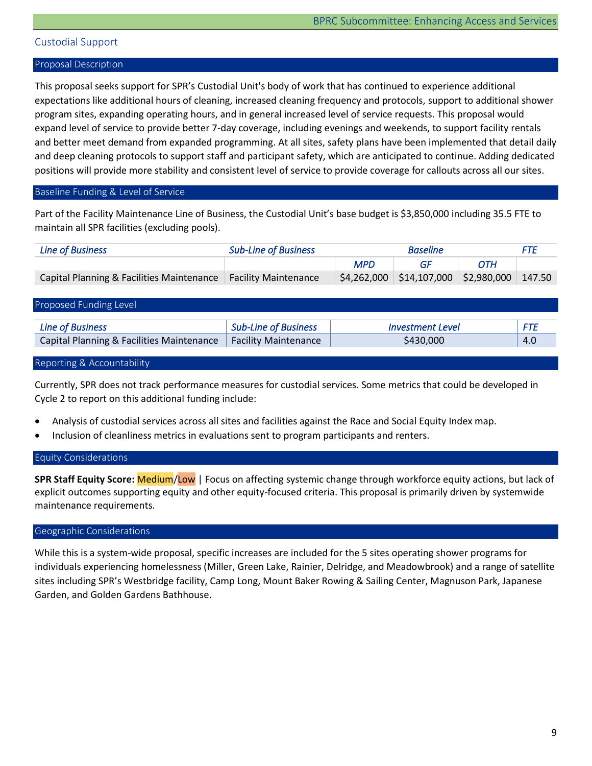## Custodial Support

### Proposal Description

This proposal seeks support for SPR's Custodial Unit's body of work that has continued to experience additional expectations like additional hours of cleaning, increased cleaning frequency and protocols, support to additional shower program sites, expanding operating hours, and in general increased level of service requests. This proposal would expand level of service to provide better 7-day coverage, including evenings and weekends, to support facility rentals and better meet demand from expanded programming. At all sites, safety plans have been implemented that detail daily and deep cleaning protocols to support staff and participant safety, which are anticipated to continue. Adding dedicated positions will provide more stability and consistent level of service to provide coverage for callouts across all our sites.

### Baseline Funding & Level of Service

Part of the Facility Maintenance Line of Business, the Custodial Unit's base budget is $3,850,000 including 35.5 FTE to maintain all SPR facilities (excluding pools).

| *Line of Business* | *Sub-Line of Business* | *Baseline* | | | *FTE* |
|---|---|---|---|---|---|
| | | *MPD* | *GF* | *OTH* | |
| Capital Planning & Facilities Maintenance | Facility Maintenance | $4,262,000 | $14,107,000 | $2,980,000 | 147.50 |

### Proposed Funding Level

| *Line of Business* | *Sub-Line of Business* | *Investment Level* | *FTE* |
|---|---|---|---|
| Capital Planning & Facilities Maintenance | Facility Maintenance | $430,000 | 4.0 |

### Reporting & Accountability

Currently, SPR does not track performance measures for custodial services. Some metrics that could be developed in Cycle 2 to report on this additional funding include:

- Analysis of custodial services across all sites and facilities against the Race and Social Equity Index map.
- Inclusion of cleanliness metrics in evaluations sent to program participants and renters.

### Equity Considerations

**SPR Staff Equity Score:** Medium/Low | Focus on affecting systemic change through workforce equity actions, but lack of explicit outcomes supporting equity and other equity-focused criteria. This proposal is primarily driven by systemwide maintenance requirements.

### Geographic Considerations

While this is a system-wide proposal, specific increases are included for the 5 sites operating shower programs for individuals experiencing homelessness (Miller, Green Lake, Rainier, Delridge, and Meadowbrook) and a range of satellite sites including SPR's Westbridge facility, Camp Long, Mount Baker Rowing & Sailing Center, Magnuson Park, Japanese Garden, and Golden Gardens Bathhouse.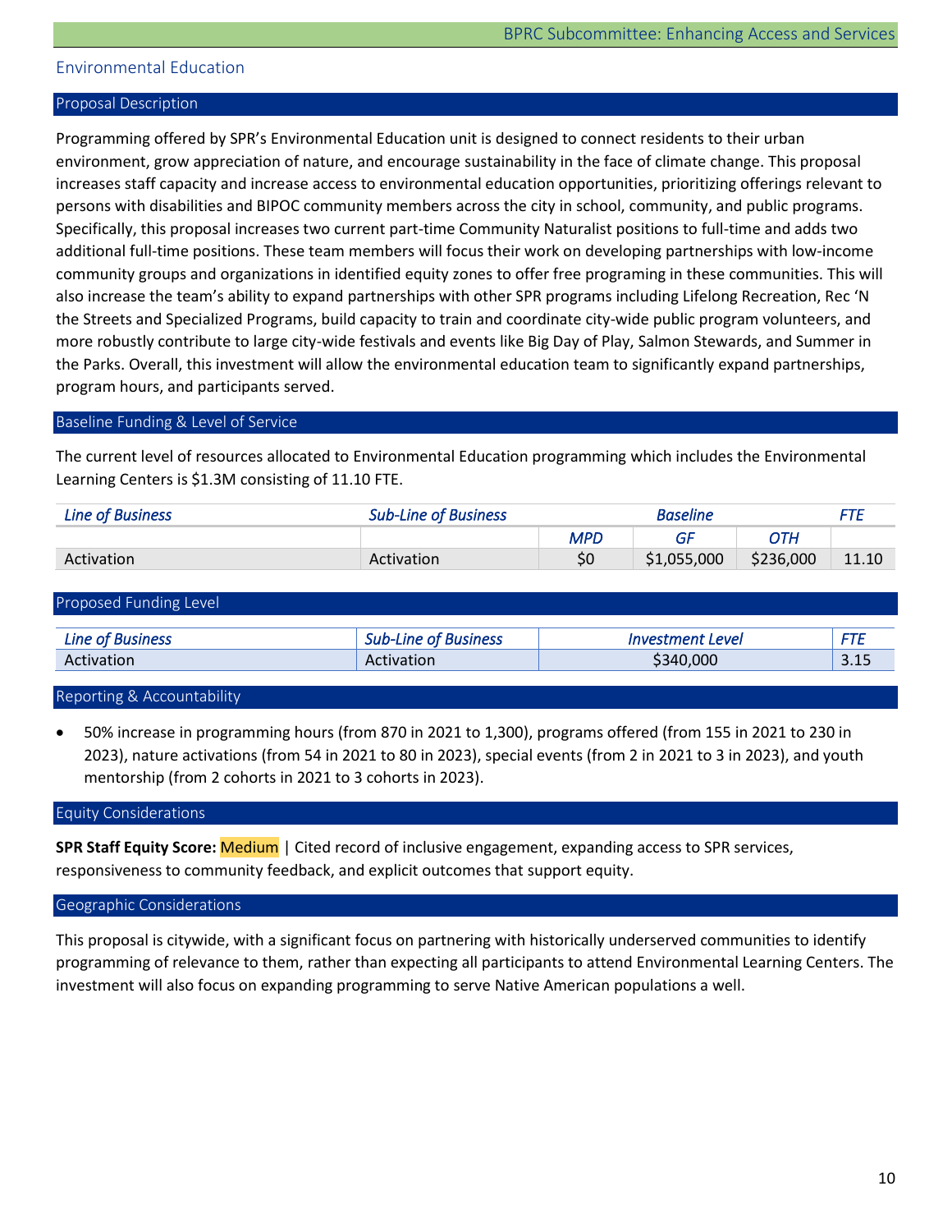## Environmental Education

### Proposal Description

Programming offered by SPR's Environmental Education unit is designed to connect residents to their urban environment, grow appreciation of nature, and encourage sustainability in the face of climate change. This proposal increases staff capacity and increase access to environmental education opportunities, prioritizing offerings relevant to persons with disabilities and BIPOC community members across the city in school, community, and public programs. Specifically, this proposal increases two current part-time Community Naturalist positions to full-time and adds two additional full-time positions. These team members will focus their work on developing partnerships with low-income community groups and organizations in identified equity zones to offer free programing in these communities. This will also increase the team's ability to expand partnerships with other SPR programs including Lifelong Recreation, Rec 'N the Streets and Specialized Programs, build capacity to train and coordinate city-wide public program volunteers, and more robustly contribute to large city-wide festivals and events like Big Day of Play, Salmon Stewards, and Summer in the Parks. Overall, this investment will allow the environmental education team to significantly expand partnerships, program hours, and participants served.

### Baseline Funding & Level of Service

The current level of resources allocated to Environmental Education programming which includes the Environmental Learning Centers is $1.3M consisting of 11.10 FTE.

| *Line of Business* | *Sub-Line of Business* | *Baseline* | | | *FTE* |
|---|---|---|---|---|---|
| | | *MPD* | *GF* | *OTH* | |
| Activation | Activation | $0 | $1,055,000 | $236,000 | 11.10 |

### Proposed Funding Level

| *Line of Business* | *Sub-Line of Business* | *Investment Level* | *FTE* |
|---|---|---|---|
| Activation | Activation | $340,000 | 3.15 |

### Reporting & Accountability

- 50% increase in programming hours (from 870 in 2021 to 1,300), programs offered (from 155 in 2021 to 230 in 2023), nature activations (from 54 in 2021 to 80 in 2023), special events (from 2 in 2021 to 3 in 2023), and youth mentorship (from 2 cohorts in 2021 to 3 cohorts in 2023).

### Equity Considerations

**SPR Staff Equity Score:** Medium | Cited record of inclusive engagement, expanding access to SPR services, responsiveness to community feedback, and explicit outcomes that support equity.

### Geographic Considerations

This proposal is citywide, with a significant focus on partnering with historically underserved communities to identify programming of relevance to them, rather than expecting all participants to attend Environmental Learning Centers. The investment will also focus on expanding programming to serve Native American populations a well.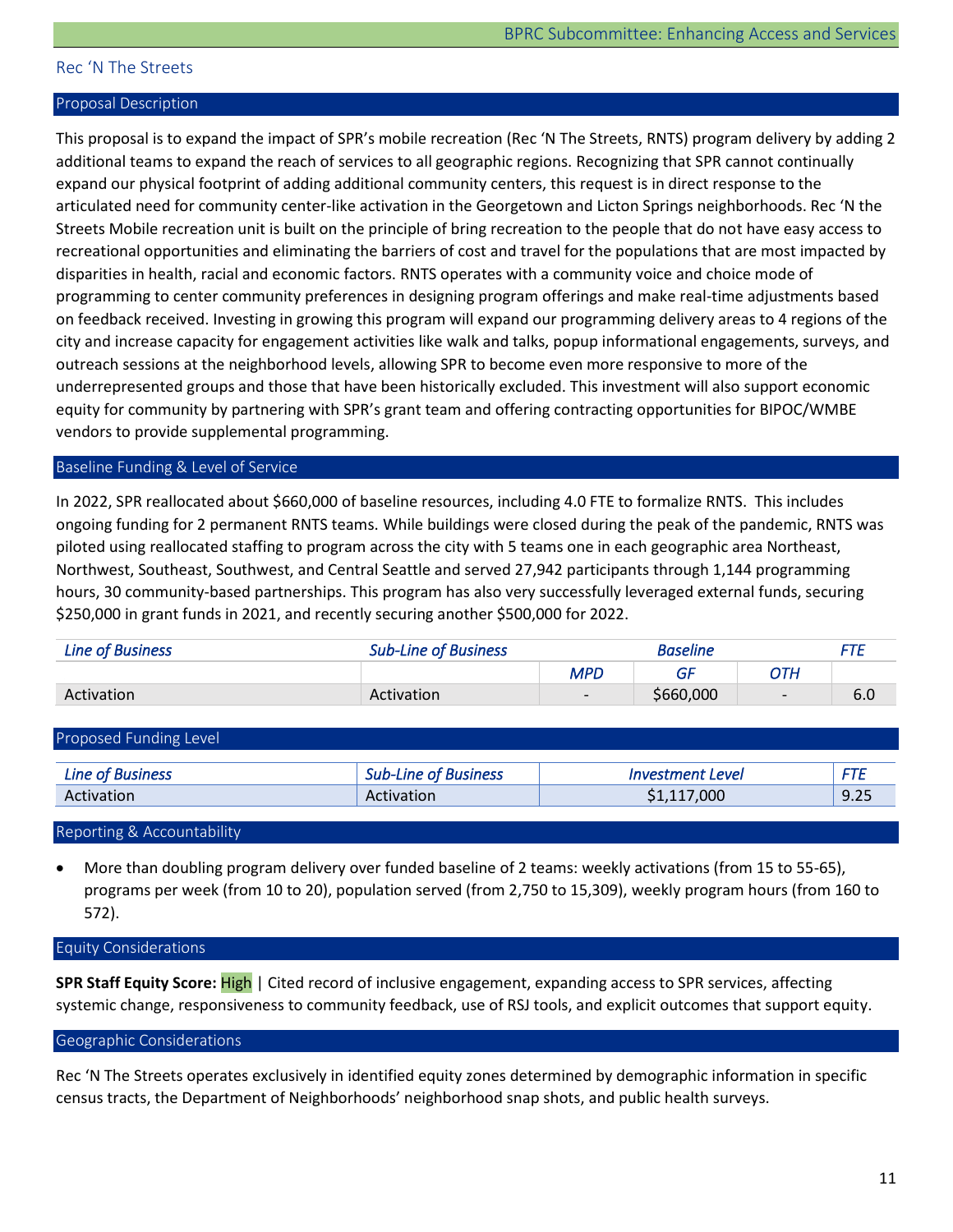## Rec 'N The Streets

### Proposal Description

This proposal is to expand the impact of SPR's mobile recreation (Rec 'N The Streets, RNTS) program delivery by adding 2 additional teams to expand the reach of services to all geographic regions. Recognizing that SPR cannot continually expand our physical footprint of adding additional community centers, this request is in direct response to the articulated need for community center-like activation in the Georgetown and Licton Springs neighborhoods. Rec 'N the Streets Mobile recreation unit is built on the principle of bring recreation to the people that do not have easy access to recreational opportunities and eliminating the barriers of cost and travel for the populations that are most impacted by disparities in health, racial and economic factors. RNTS operates with a community voice and choice mode of programming to center community preferences in designing program offerings and make real-time adjustments based on feedback received. Investing in growing this program will expand our programming delivery areas to 4 regions of the city and increase capacity for engagement activities like walk and talks, popup informational engagements, surveys, and outreach sessions at the neighborhood levels, allowing SPR to become even more responsive to more of the underrepresented groups and those that have been historically excluded. This investment will also support economic equity for community by partnering with SPR's grant team and offering contracting opportunities for BIPOC/WMBE vendors to provide supplemental programming.

### Baseline Funding & Level of Service

In 2022, SPR reallocated about $660,000 of baseline resources, including 4.0 FTE to formalize RNTS. This includes ongoing funding for 2 permanent RNTS teams. While buildings were closed during the peak of the pandemic, RNTS was piloted using reallocated staffing to program across the city with 5 teams one in each geographic area Northeast, Northwest, Southeast, Southwest, and Central Seattle and served 27,942 participants through 1,144 programming hours, 30 community-based partnerships. This program has also very successfully leveraged external funds, securing $250,000 in grant funds in 2021, and recently securing another $500,000 for 2022.

| *Line of Business* | *Sub-Line of Business* | *Baseline* | | | *FTE* |
|---|---|---|---|---|---|
| | | *MPD* | *GF* | *OTH* | |
| Activation | Activation | - | $660,000 | - | 6.0 |

### Proposed Funding Level

| *Line of Business* | *Sub-Line of Business* | *Investment Level* | *FTE* |
|---|---|---|---|
| Activation | Activation | $1,117,000 | 9.25 |

### Reporting & Accountability

- More than doubling program delivery over funded baseline of 2 teams: weekly activations (from 15 to 55-65), programs per week (from 10 to 20), population served (from 2,750 to 15,309), weekly program hours (from 160 to 572).

### Equity Considerations

**SPR Staff Equity Score:** High | Cited record of inclusive engagement, expanding access to SPR services, affecting systemic change, responsiveness to community feedback, use of RSJ tools, and explicit outcomes that support equity.

### Geographic Considerations

Rec 'N The Streets operates exclusively in identified equity zones determined by demographic information in specific census tracts, the Department of Neighborhoods' neighborhood snap shots, and public health surveys.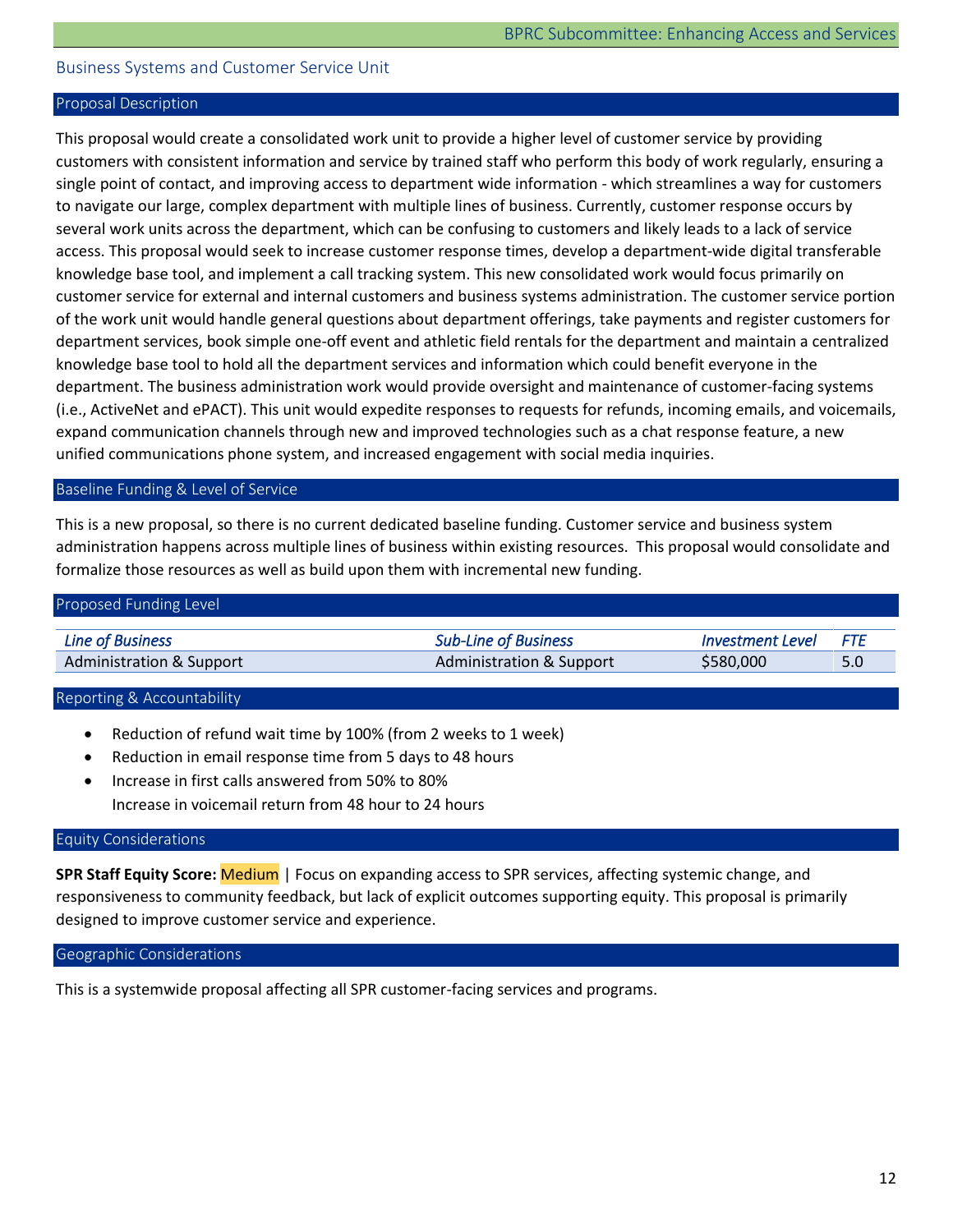## Business Systems and Customer Service Unit

### Proposal Description

This proposal would create a consolidated work unit to provide a higher level of customer service by providing customers with consistent information and service by trained staff who perform this body of work regularly, ensuring a single point of contact, and improving access to department wide information - which streamlines a way for customers to navigate our large, complex department with multiple lines of business. Currently, customer response occurs by several work units across the department, which can be confusing to customers and likely leads to a lack of service access. This proposal would seek to increase customer response times, develop a department-wide digital transferable knowledge base tool, and implement a call tracking system. This new consolidated work would focus primarily on customer service for external and internal customers and business systems administration. The customer service portion of the work unit would handle general questions about department offerings, take payments and register customers for department services, book simple one-off event and athletic field rentals for the department and maintain a centralized knowledge base tool to hold all the department services and information which could benefit everyone in the department. The business administration work would provide oversight and maintenance of customer-facing systems (i.e., ActiveNet and ePACT). This unit would expedite responses to requests for refunds, incoming emails, and voicemails, expand communication channels through new and improved technologies such as a chat response feature, a new unified communications phone system, and increased engagement with social media inquiries.

### Baseline Funding & Level of Service

This is a new proposal, so there is no current dedicated baseline funding. Customer service and business system administration happens across multiple lines of business within existing resources. This proposal would consolidate and formalize those resources as well as build upon them with incremental new funding.

### Proposed Funding Level

| *Line of Business* | *Sub-Line of Business* | *Investment Level* | *FTE* |
|---|---|---|---|
| Administration & Support | Administration & Support | $580,000 | 5.0 |

### Reporting & Accountability

- Reduction of refund wait time by 100% (from 2 weeks to 1 week)
- Reduction in email response time from 5 days to 48 hours
- Increase in first calls answered from 50% to 80%
  Increase in voicemail return from 48 hour to 24 hours

### Equity Considerations

**SPR Staff Equity Score:** Medium | Focus on expanding access to SPR services, affecting systemic change, and responsiveness to community feedback, but lack of explicit outcomes supporting equity. This proposal is primarily designed to improve customer service and experience.

### Geographic Considerations

This is a systemwide proposal affecting all SPR customer-facing services and programs.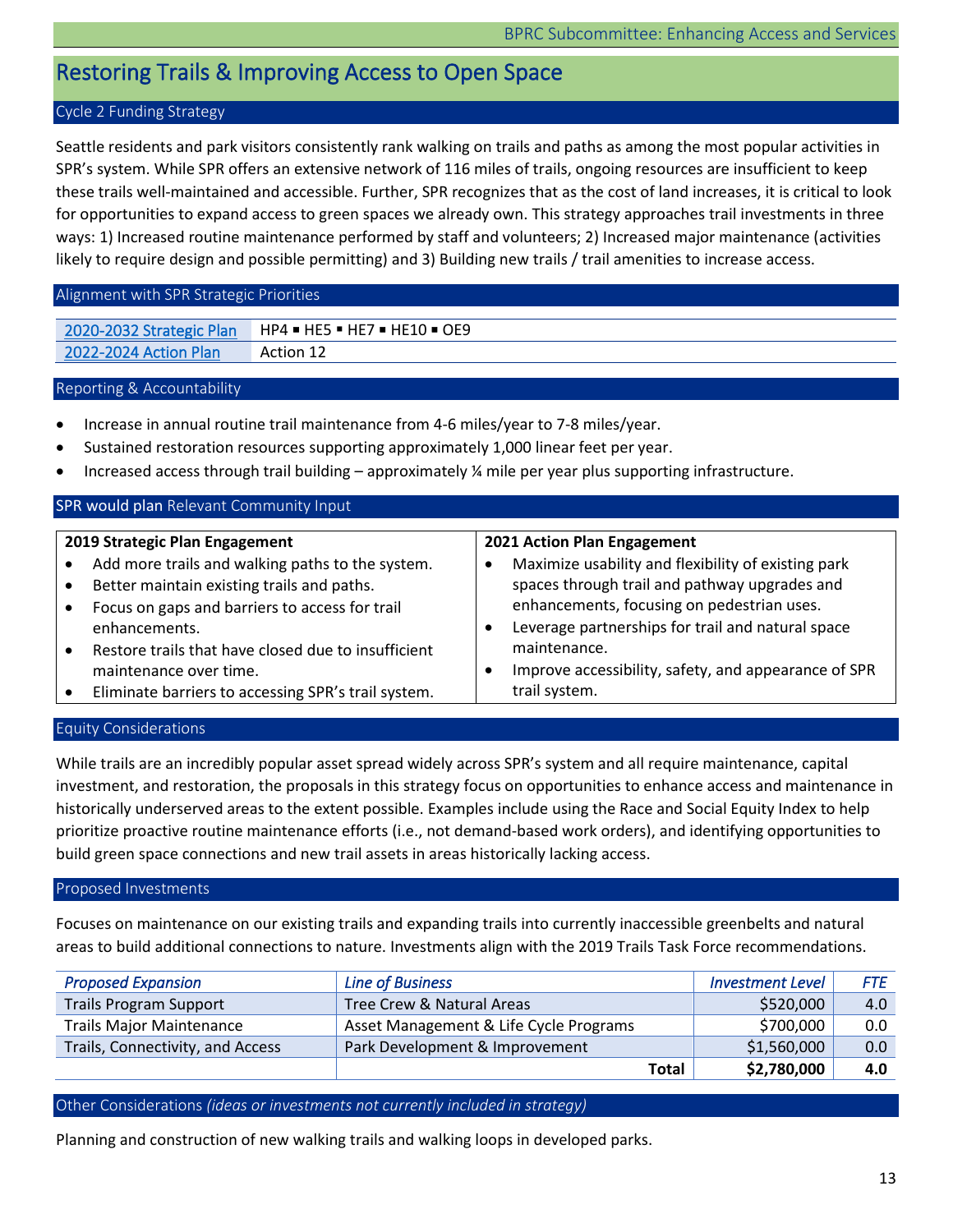# Restoring Trails & Improving Access to Open Space

## Cycle 2 Funding Strategy

Seattle residents and park visitors consistently rank walking on trails and paths as among the most popular activities in SPR's system. While SPR offers an extensive network of 116 miles of trails, ongoing resources are insufficient to keep these trails well-maintained and accessible. Further, SPR recognizes that as the cost of land increases, it is critical to look for opportunities to expand access to green spaces we already own. This strategy approaches trail investments in three ways: 1) Increased routine maintenance performed by staff and volunteers; 2) Increased major maintenance (activities likely to require design and possible permitting) and 3) Building new trails / trail amenities to increase access.

## Alignment with SPR Strategic Priorities

| | |
|---|---|
| 2020-2032 Strategic Plan | HP4 ▪ HE5 ▪ HE7 ▪ HE10 ▪ OE9 |
| 2022-2024 Action Plan | Action 12 |

## Reporting & Accountability

- Increase in annual routine trail maintenance from 4-6 miles/year to 7-8 miles/year.
- Sustained restoration resources supporting approximately 1,000 linear feet per year.
- Increased access through trail building – approximately ¼ mile per year plus supporting infrastructure.

## SPR would plan Relevant Community Input

| 2019 Strategic Plan Engagement | 2021 Action Plan Engagement |
|---|---|
| • Add more trails and walking paths to the system.<br>• Better maintain existing trails and paths.<br>• Focus on gaps and barriers to access for trail enhancements.<br>• Restore trails that have closed due to insufficient maintenance over time.<br>• Eliminate barriers to accessing SPR's trail system. | • Maximize usability and flexibility of existing park spaces through trail and pathway upgrades and enhancements, focusing on pedestrian uses.<br>• Leverage partnerships for trail and natural space maintenance.<br>• Improve accessibility, safety, and appearance of SPR trail system. |

## Equity Considerations

While trails are an incredibly popular asset spread widely across SPR's system and all require maintenance, capital investment, and restoration, the proposals in this strategy focus on opportunities to enhance access and maintenance in historically underserved areas to the extent possible. Examples include using the Race and Social Equity Index to help prioritize proactive routine maintenance efforts (i.e., not demand-based work orders), and identifying opportunities to build green space connections and new trail assets in areas historically lacking access.

## Proposed Investments

Focuses on maintenance on our existing trails and expanding trails into currently inaccessible greenbelts and natural areas to build additional connections to nature. Investments align with the 2019 Trails Task Force recommendations.

| *Proposed Expansion* | *Line of Business* | *Investment Level* | *FTE* |
|---|---|---|---|
| Trails Program Support | Tree Crew & Natural Areas | $520,000 | 4.0 |
| Trails Major Maintenance | Asset Management & Life Cycle Programs | $700,000 | 0.0 |
| Trails, Connectivity, and Access | Park Development & Improvement | $1,560,000 | 0.0 |
| | **Total** | **$2,780,000** | **4.0** |

## Other Considerations *(ideas or investments not currently included in strategy)*

Planning and construction of new walking trails and walking loops in developed parks.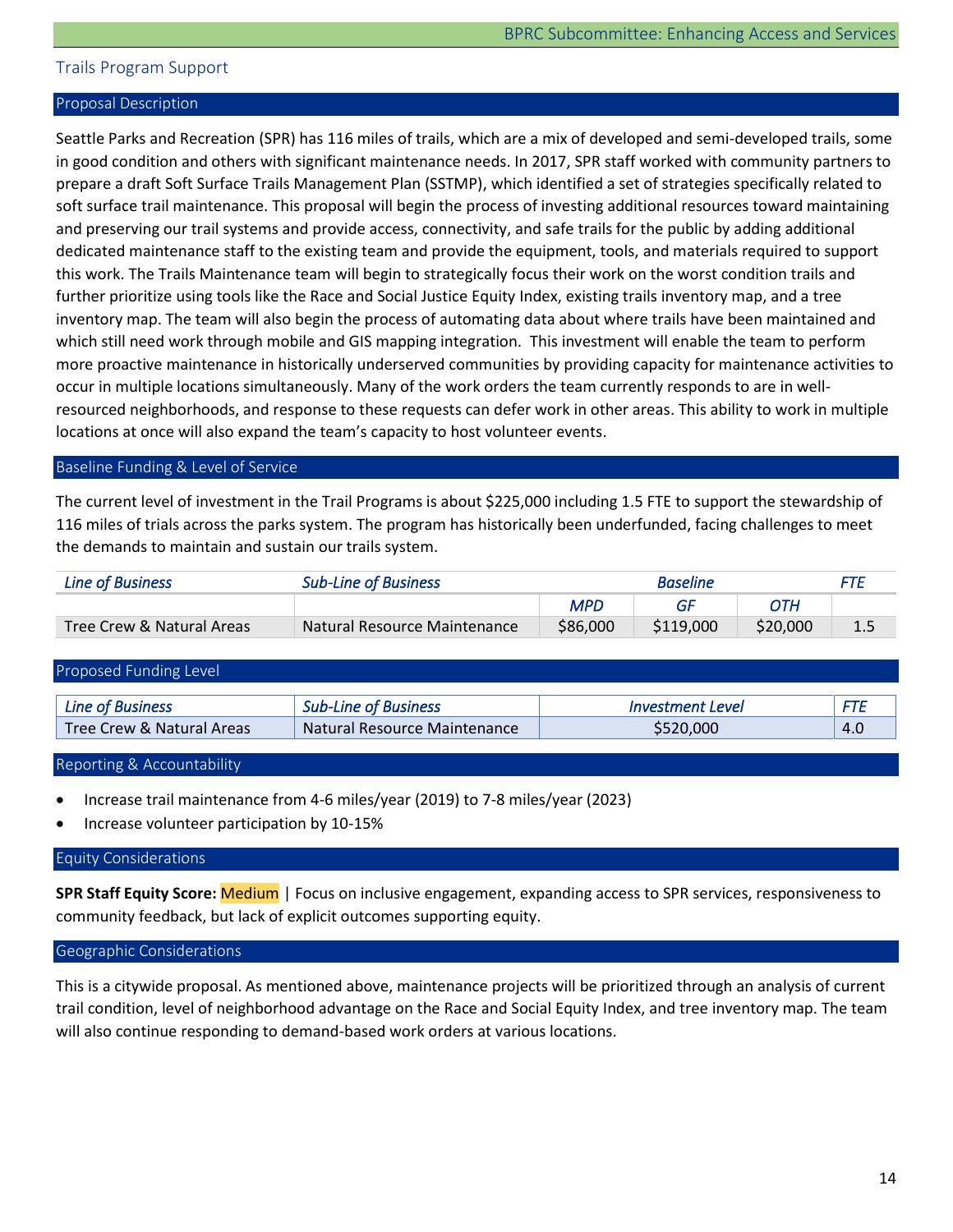## Trails Program Support

### Proposal Description

Seattle Parks and Recreation (SPR) has 116 miles of trails, which are a mix of developed and semi-developed trails, some in good condition and others with significant maintenance needs. In 2017, SPR staff worked with community partners to prepare a draft Soft Surface Trails Management Plan (SSTMP), which identified a set of strategies specifically related to soft surface trail maintenance. This proposal will begin the process of investing additional resources toward maintaining and preserving our trail systems and provide access, connectivity, and safe trails for the public by adding additional dedicated maintenance staff to the existing team and provide the equipment, tools, and materials required to support this work. The Trails Maintenance team will begin to strategically focus their work on the worst condition trails and further prioritize using tools like the Race and Social Justice Equity Index, existing trails inventory map, and a tree inventory map. The team will also begin the process of automating data about where trails have been maintained and which still need work through mobile and GIS mapping integration. This investment will enable the team to perform more proactive maintenance in historically underserved communities by providing capacity for maintenance activities to occur in multiple locations simultaneously. Many of the work orders the team currently responds to are in well-resourced neighborhoods, and response to these requests can defer work in other areas. This ability to work in multiple locations at once will also expand the team's capacity to host volunteer events.

### Baseline Funding & Level of Service

The current level of investment in the Trail Programs is about $225,000 including 1.5 FTE to support the stewardship of 116 miles of trials across the parks system. The program has historically been underfunded, facing challenges to meet the demands to maintain and sustain our trails system.

| *Line of Business* | *Sub-Line of Business* | *Baseline* | | | *FTE* |
|---|---|---|---|---|---|
| | | *MPD* | *GF* | *OTH* | |
| Tree Crew & Natural Areas | Natural Resource Maintenance | $86,000 | $119,000 | $20,000 | 1.5 |

### Proposed Funding Level

| *Line of Business* | *Sub-Line of Business* | *Investment Level* | *FTE* |
|---|---|---|---|
| Tree Crew & Natural Areas | Natural Resource Maintenance | $520,000 | 4.0 |

### Reporting & Accountability

- Increase trail maintenance from 4-6 miles/year (2019) to 7-8 miles/year (2023)
- Increase volunteer participation by 10-15%

### Equity Considerations

**SPR Staff Equity Score:** Medium | Focus on inclusive engagement, expanding access to SPR services, responsiveness to community feedback, but lack of explicit outcomes supporting equity.

### Geographic Considerations

This is a citywide proposal. As mentioned above, maintenance projects will be prioritized through an analysis of current trail condition, level of neighborhood advantage on the Race and Social Equity Index, and tree inventory map. The team will also continue responding to demand-based work orders at various locations.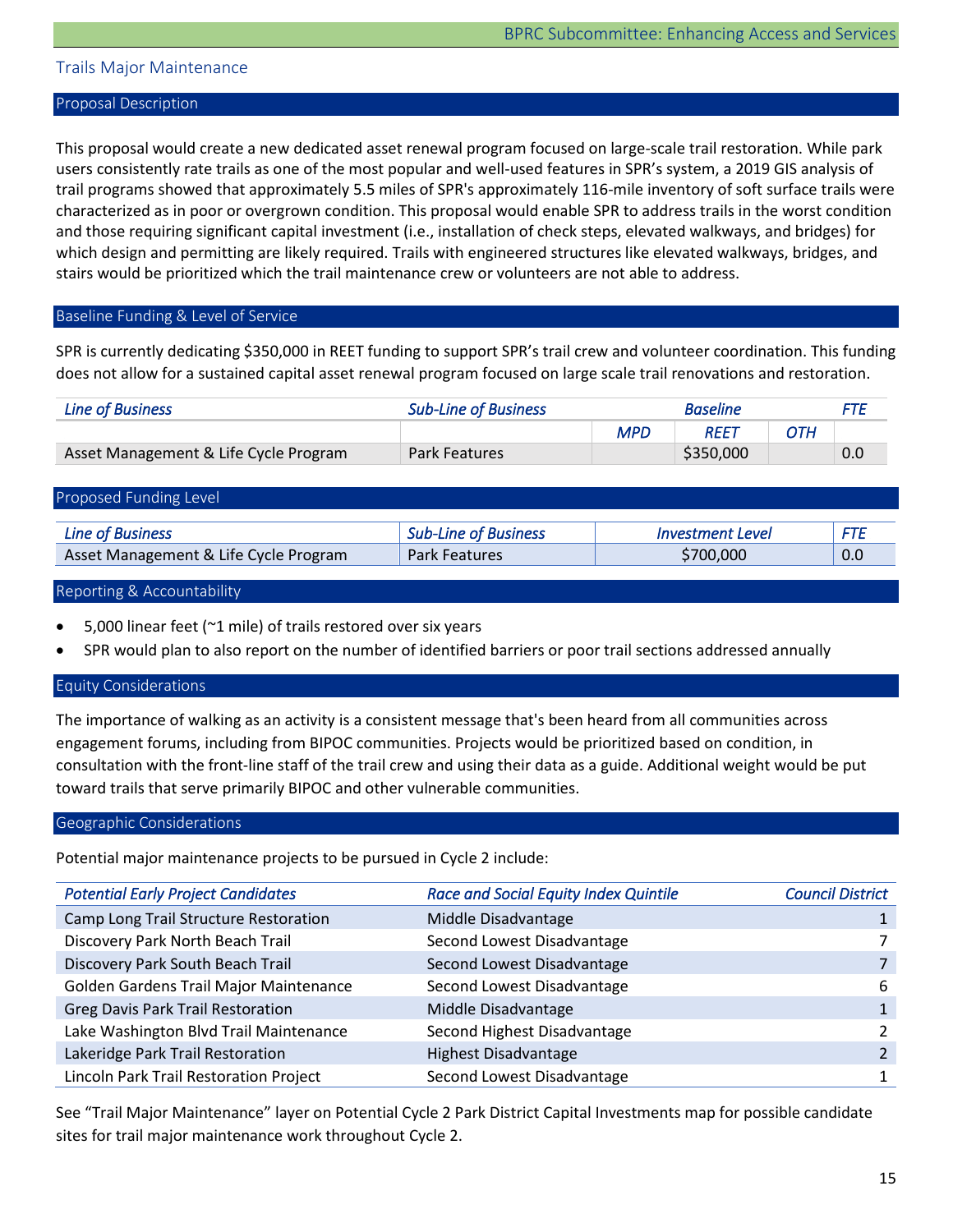## Trails Major Maintenance

### Proposal Description

This proposal would create a new dedicated asset renewal program focused on large-scale trail restoration. While park users consistently rate trails as one of the most popular and well-used features in SPR's system, a 2019 GIS analysis of trail programs showed that approximately 5.5 miles of SPR's approximately 116-mile inventory of soft surface trails were characterized as in poor or overgrown condition. This proposal would enable SPR to address trails in the worst condition and those requiring significant capital investment (i.e., installation of check steps, elevated walkways, and bridges) for which design and permitting are likely required. Trails with engineered structures like elevated walkways, bridges, and stairs would be prioritized which the trail maintenance crew or volunteers are not able to address.

### Baseline Funding & Level of Service

SPR is currently dedicating $350,000 in REET funding to support SPR's trail crew and volunteer coordination. This funding does not allow for a sustained capital asset renewal program focused on large scale trail renovations and restoration.

| *Line of Business* | *Sub-Line of Business* | *Baseline* | | | *FTE* |
|---|---|---|---|---|---|
| | | *MPD* | *REET* | *OTH* | |
| Asset Management & Life Cycle Program | Park Features | | $350,000 | | 0.0 |

### Proposed Funding Level

| *Line of Business* | *Sub-Line of Business* | *Investment Level* | *FTE* |
|---|---|---|---|
| Asset Management & Life Cycle Program | Park Features | $700,000 | 0.0 |

### Reporting & Accountability

- 5,000 linear feet (~1 mile) of trails restored over six years
- SPR would plan to also report on the number of identified barriers or poor trail sections addressed annually

### Equity Considerations

The importance of walking as an activity is a consistent message that's been heard from all communities across engagement forums, including from BIPOC communities. Projects would be prioritized based on condition, in consultation with the front-line staff of the trail crew and using their data as a guide. Additional weight would be put toward trails that serve primarily BIPOC and other vulnerable communities.

### Geographic Considerations

Potential major maintenance projects to be pursued in Cycle 2 include:

| *Potential Early Project Candidates* | *Race and Social Equity Index Quintile* | *Council District* |
|---|---|---|
| Camp Long Trail Structure Restoration | Middle Disadvantage | 1 |
| Discovery Park North Beach Trail | Second Lowest Disadvantage | 7 |
| Discovery Park South Beach Trail | Second Lowest Disadvantage | 7 |
| Golden Gardens Trail Major Maintenance | Second Lowest Disadvantage | 6 |
| Greg Davis Park Trail Restoration | Middle Disadvantage | 1 |
| Lake Washington Blvd Trail Maintenance | Second Highest Disadvantage | 2 |
| Lakeridge Park Trail Restoration | Highest Disadvantage | 2 |
| Lincoln Park Trail Restoration Project | Second Lowest Disadvantage | 1 |

See "Trail Major Maintenance" layer on Potential Cycle 2 Park District Capital Investments map for possible candidate sites for trail major maintenance work throughout Cycle 2.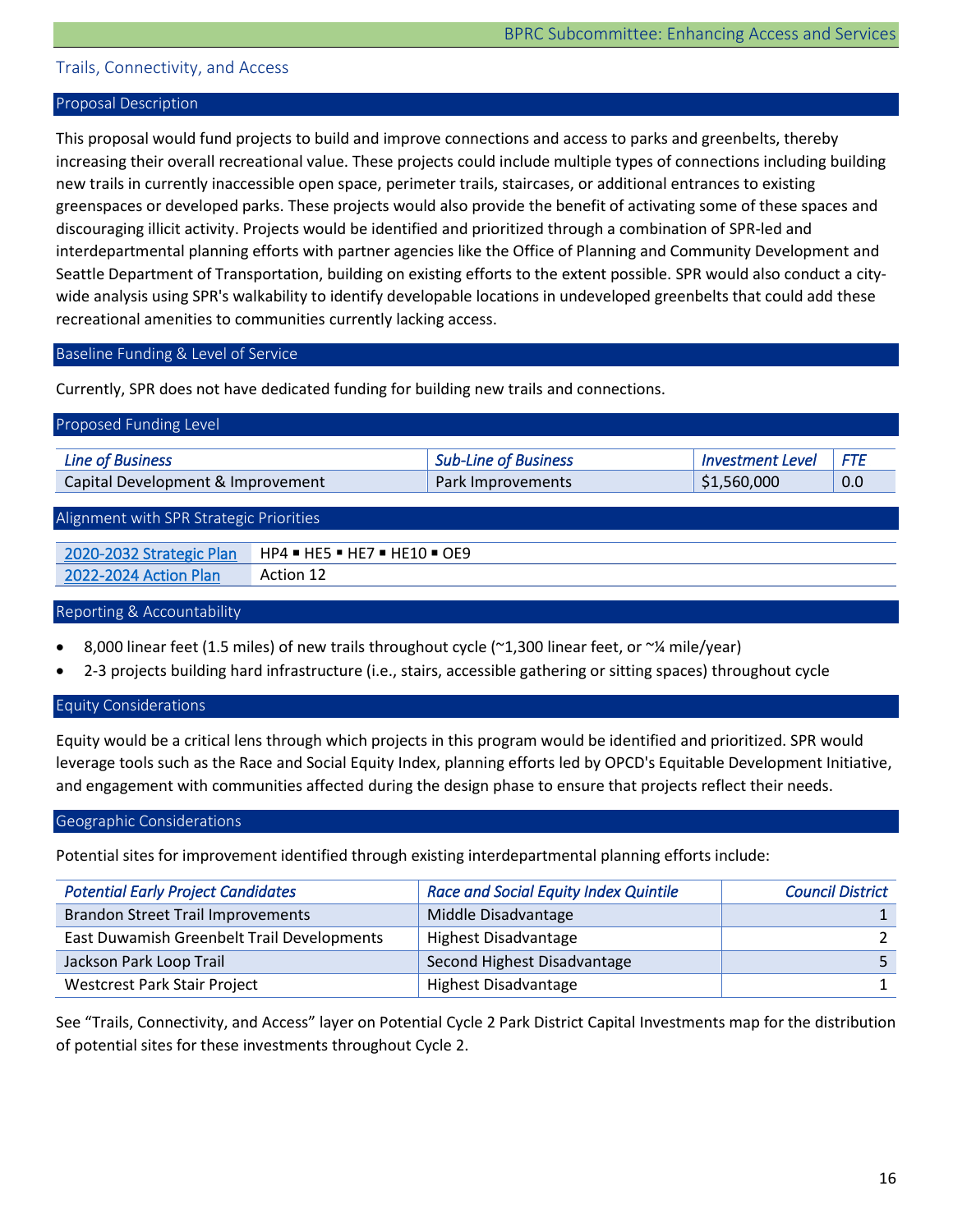## Trails, Connectivity, and Access

### Proposal Description

This proposal would fund projects to build and improve connections and access to parks and greenbelts, thereby increasing their overall recreational value. These projects could include multiple types of connections including building new trails in currently inaccessible open space, perimeter trails, staircases, or additional entrances to existing greenspaces or developed parks. These projects would also provide the benefit of activating some of these spaces and discouraging illicit activity. Projects would be identified and prioritized through a combination of SPR-led and interdepartmental planning efforts with partner agencies like the Office of Planning and Community Development and Seattle Department of Transportation, building on existing efforts to the extent possible. SPR would also conduct a city-wide analysis using SPR's walkability to identify developable locations in undeveloped greenbelts that could add these recreational amenities to communities currently lacking access.

### Baseline Funding & Level of Service

Currently, SPR does not have dedicated funding for building new trails and connections.

### Proposed Funding Level

| *Line of Business* | *Sub-Line of Business* | *Investment Level* | *FTE* |
|---|---|---|---|
| Capital Development & Improvement | Park Improvements | $1,560,000 | 0.0 |

### Alignment with SPR Strategic Priorities

| | |
|---|---|
| 2020-2032 Strategic Plan | HP4 ▪ HE5 ▪ HE7 ▪ HE10 ▪ OE9 |
| 2022-2024 Action Plan | Action 12 |

### Reporting & Accountability

- 8,000 linear feet (1.5 miles) of new trails throughout cycle (~1,300 linear feet, or ~¼ mile/year)
- 2-3 projects building hard infrastructure (i.e., stairs, accessible gathering or sitting spaces) throughout cycle

### Equity Considerations

Equity would be a critical lens through which projects in this program would be identified and prioritized. SPR would leverage tools such as the Race and Social Equity Index, planning efforts led by OPCD's Equitable Development Initiative, and engagement with communities affected during the design phase to ensure that projects reflect their needs.

### Geographic Considerations

Potential sites for improvement identified through existing interdepartmental planning efforts include:

| *Potential Early Project Candidates* | *Race and Social Equity Index Quintile* | *Council District* |
|---|---|---|
| Brandon Street Trail Improvements | Middle Disadvantage | 1 |
| East Duwamish Greenbelt Trail Developments | Highest Disadvantage | 2 |
| Jackson Park Loop Trail | Second Highest Disadvantage | 5 |
| Westcrest Park Stair Project | Highest Disadvantage | 1 |

See "Trails, Connectivity, and Access" layer on Potential Cycle 2 Park District Capital Investments map for the distribution of potential sites for these investments throughout Cycle 2.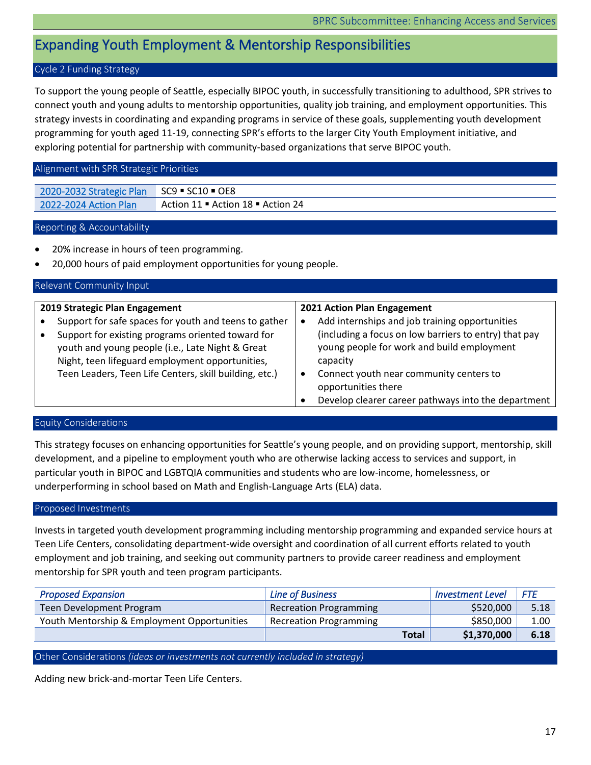# Expanding Youth Employment & Mentorship Responsibilities

## Cycle 2 Funding Strategy

To support the young people of Seattle, especially BIPOC youth, in successfully transitioning to adulthood, SPR strives to connect youth and young adults to mentorship opportunities, quality job training, and employment opportunities. This strategy invests in coordinating and expanding programs in service of these goals, supplementing youth development programming for youth aged 11-19, connecting SPR's efforts to the larger City Youth Employment initiative, and exploring potential for partnership with community-based organizations that serve BIPOC youth.

## Alignment with SPR Strategic Priorities

| | |
|---|---|
| 2020-2032 Strategic Plan | SC9 ▪ SC10 ▪ OE8 |
| 2022-2024 Action Plan | Action 11 ▪ Action 18 ▪ Action 24 |

## Reporting & Accountability

- 20% increase in hours of teen programming.
- 20,000 hours of paid employment opportunities for young people.

## Relevant Community Input

| 2019 Strategic Plan Engagement | 2021 Action Plan Engagement |
|---|---|
| • Support for safe spaces for youth and teens to gather<br>• Support for existing programs oriented toward for youth and young people (i.e., Late Night & Great Night, teen lifeguard employment opportunities, Teen Leaders, Teen Life Centers, skill building, etc.) | • Add internships and job training opportunities (including a focus on low barriers to entry) that pay young people for work and build employment capacity<br>• Connect youth near community centers to opportunities there<br>• Develop clearer career pathways into the department |

## Equity Considerations

This strategy focuses on enhancing opportunities for Seattle's young people, and on providing support, mentorship, skill development, and a pipeline to employment youth who are otherwise lacking access to services and support, in particular youth in BIPOC and LGBTQIA communities and students who are low-income, homelessness, or underperforming in school based on Math and English-Language Arts (ELA) data.

## Proposed Investments

Invests in targeted youth development programming including mentorship programming and expanded service hours at Teen Life Centers, consolidating department-wide oversight and coordination of all current efforts related to youth employment and job training, and seeking out community partners to provide career readiness and employment mentorship for SPR youth and teen program participants.

| *Proposed Expansion* | *Line of Business* | *Investment Level* | *FTE* |
|---|---|---|---|
| Teen Development Program | Recreation Programming | $520,000 | 5.18 |
| Youth Mentorship & Employment Opportunities | Recreation Programming | $850,000 | 1.00 |
| | **Total** | **$1,370,000** | **6.18** |

## Other Considerations *(ideas or investments not currently included in strategy)*

Adding new brick-and-mortar Teen Life Centers.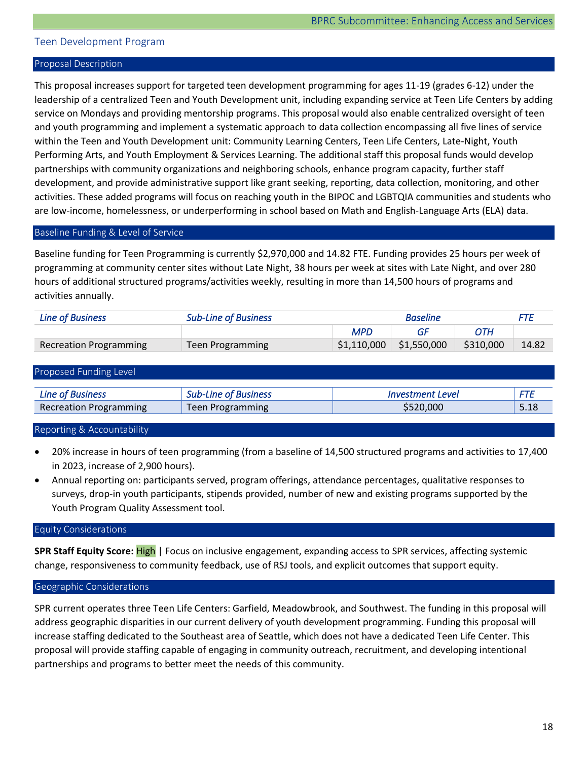## Teen Development Program

### Proposal Description

This proposal increases support for targeted teen development programming for ages 11-19 (grades 6-12) under the leadership of a centralized Teen and Youth Development unit, including expanding service at Teen Life Centers by adding service on Mondays and providing mentorship programs. This proposal would also enable centralized oversight of teen and youth programming and implement a systematic approach to data collection encompassing all five lines of service within the Teen and Youth Development unit: Community Learning Centers, Teen Life Centers, Late-Night, Youth Performing Arts, and Youth Employment & Services Learning. The additional staff this proposal funds would develop partnerships with community organizations and neighboring schools, enhance program capacity, further staff development, and provide administrative support like grant seeking, reporting, data collection, monitoring, and other activities. These added programs will focus on reaching youth in the BIPOC and LGBTQIA communities and students who are low-income, homelessness, or underperforming in school based on Math and English-Language Arts (ELA) data.

### Baseline Funding & Level of Service

Baseline funding for Teen Programming is currently $2,970,000 and 14.82 FTE. Funding provides 25 hours per week of programming at community center sites without Late Night, 38 hours per week at sites with Late Night, and over 280 hours of additional structured programs/activities weekly, resulting in more than 14,500 hours of programs and activities annually.

| *Line of Business* | *Sub-Line of Business* | *Baseline* | | | *FTE* |
|---|---|---|---|---|---|
| | | *MPD* | *GF* | *OTH* | |
| Recreation Programming | Teen Programming | $1,110,000 | $1,550,000 | $310,000 | 14.82 |

### Proposed Funding Level

| *Line of Business* | *Sub-Line of Business* | *Investment Level* | *FTE* |
|---|---|---|---|
| Recreation Programming | Teen Programming | $520,000 | 5.18 |

### Reporting & Accountability

- 20% increase in hours of teen programming (from a baseline of 14,500 structured programs and activities to 17,400 in 2023, increase of 2,900 hours).
- Annual reporting on: participants served, program offerings, attendance percentages, qualitative responses to surveys, drop-in youth participants, stipends provided, number of new and existing programs supported by the Youth Program Quality Assessment tool.

### Equity Considerations

**SPR Staff Equity Score:** High | Focus on inclusive engagement, expanding access to SPR services, affecting systemic change, responsiveness to community feedback, use of RSJ tools, and explicit outcomes that support equity.

### Geographic Considerations

SPR current operates three Teen Life Centers: Garfield, Meadowbrook, and Southwest. The funding in this proposal will address geographic disparities in our current delivery of youth development programming. Funding this proposal will increase staffing dedicated to the Southeast area of Seattle, which does not have a dedicated Teen Life Center. This proposal will provide staffing capable of engaging in community outreach, recruitment, and developing intentional partnerships and programs to better meet the needs of this community.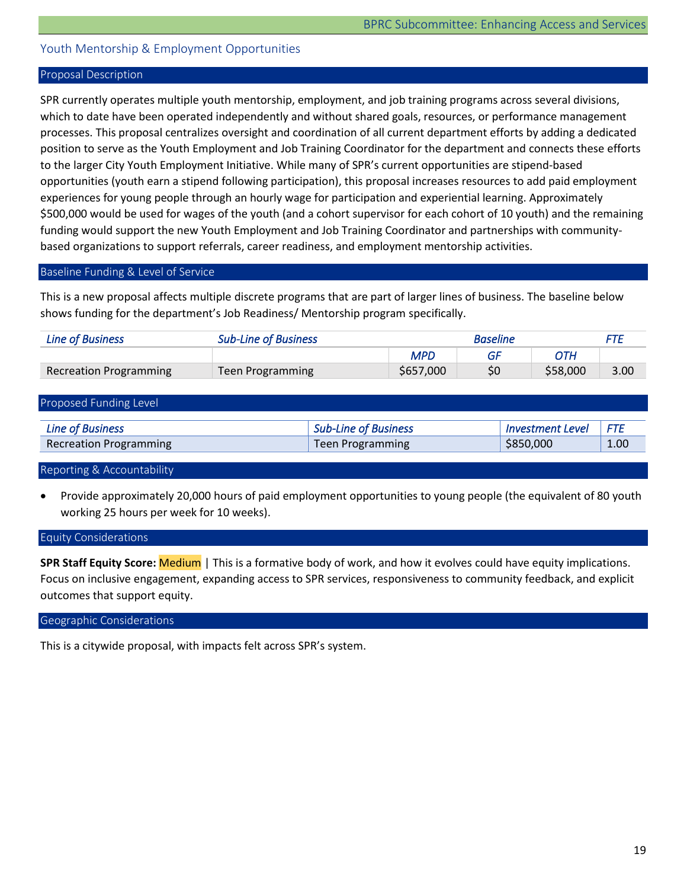## Youth Mentorship & Employment Opportunities

### Proposal Description

SPR currently operates multiple youth mentorship, employment, and job training programs across several divisions, which to date have been operated independently and without shared goals, resources, or performance management processes. This proposal centralizes oversight and coordination of all current department efforts by adding a dedicated position to serve as the Youth Employment and Job Training Coordinator for the department and connects these efforts to the larger City Youth Employment Initiative. While many of SPR's current opportunities are stipend-based opportunities (youth earn a stipend following participation), this proposal increases resources to add paid employment experiences for young people through an hourly wage for participation and experiential learning. Approximately $500,000 would be used for wages of the youth (and a cohort supervisor for each cohort of 10 youth) and the remaining funding would support the new Youth Employment and Job Training Coordinator and partnerships with community-based organizations to support referrals, career readiness, and employment mentorship activities.

### Baseline Funding & Level of Service

This is a new proposal affects multiple discrete programs that are part of larger lines of business. The baseline below shows funding for the department's Job Readiness/ Mentorship program specifically.

| *Line of Business* | *Sub-Line of Business* | *Baseline* | | | *FTE* |
|---|---|---|---|---|---|
| | | *MPD* | *GF* | *OTH* | |
| Recreation Programming | Teen Programming | $657,000 | $0 | $58,000 | 3.00 |

### Proposed Funding Level

| *Line of Business* | *Sub-Line of Business* | *Investment Level* | *FTE* |
|---|---|---|---|
| Recreation Programming | Teen Programming | $850,000 | 1.00 |

### Reporting & Accountability

- Provide approximately 20,000 hours of paid employment opportunities to young people (the equivalent of 80 youth working 25 hours per week for 10 weeks).

### Equity Considerations

**SPR Staff Equity Score:** Medium | This is a formative body of work, and how it evolves could have equity implications. Focus on inclusive engagement, expanding access to SPR services, responsiveness to community feedback, and explicit outcomes that support equity.

### Geographic Considerations

This is a citywide proposal, with impacts felt across SPR's system.